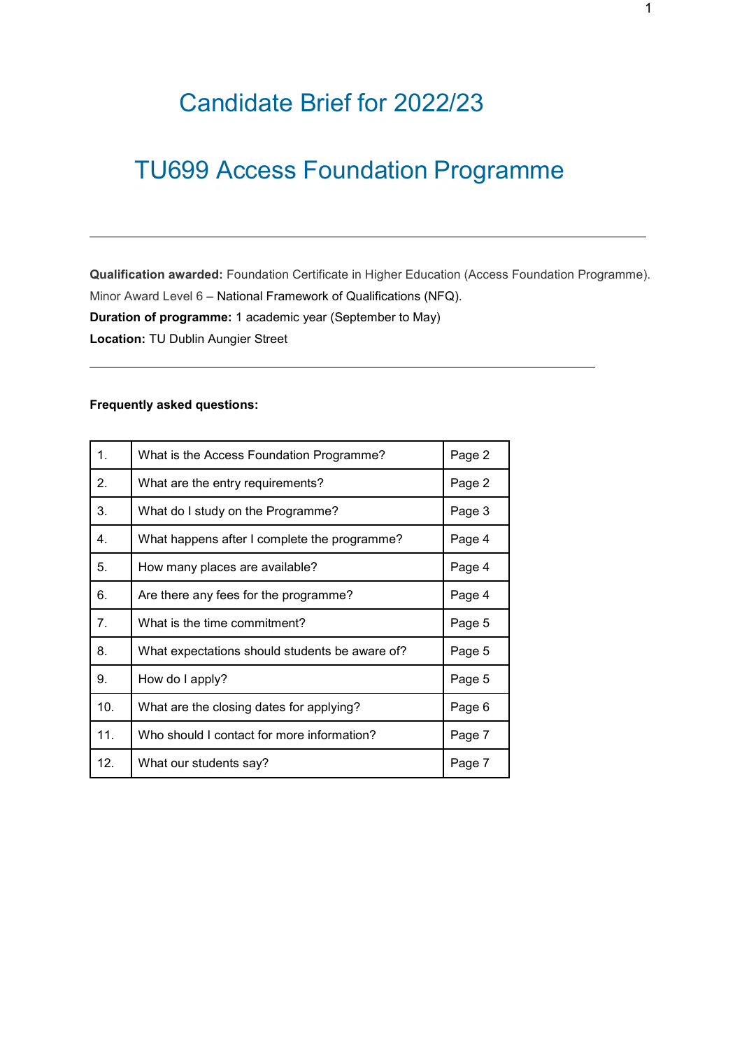# Candidate Brief for 2022/23

# TU699 Access Foundation Programme

---

**Qualification awarded:** Foundation Certificate in Higher Education (Access Foundation Programme). Minor Award Level 6 – National Framework of Qualifications (NFQ).

**Duration of programme:** 1 academic year (September to May)

**Location:** TU Dublin Aungier Street

---

**Frequently asked questions:**

| | | |
|---|---|---|
| 1. | What is the Access Foundation Programme? | Page 2 |
| 2. | What are the entry requirements? | Page 2 |
| 3. | What do I study on the Programme? | Page 3 |
| 4. | What happens after I complete the programme? | Page 4 |
| 5. | How many places are available? | Page 4 |
| 6. | Are there any fees for the programme? | Page 4 |
| 7. | What is the time commitment? | Page 5 |
| 8. | What expectations should students be aware of? | Page 5 |
| 9. | How do I apply? | Page 5 |
| 10. | What are the closing dates for applying? | Page 6 |
| 11. | Who should I contact for more information? | Page 7 |
| 12. | What our students say? | Page 7 |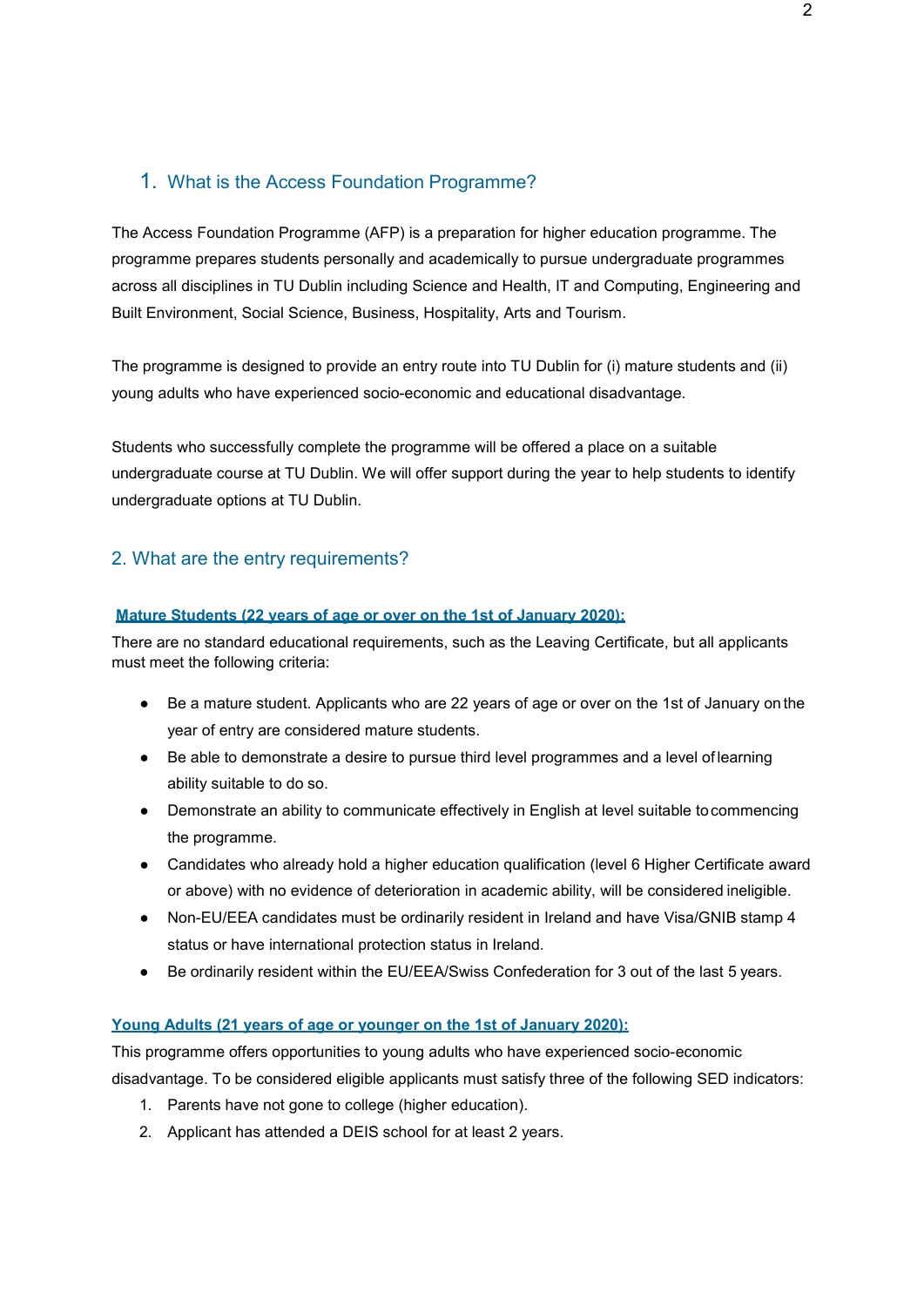## 1. What is the Access Foundation Programme?

The Access Foundation Programme (AFP) is a preparation for higher education programme. The programme prepares students personally and academically to pursue undergraduate programmes across all disciplines in TU Dublin including Science and Health, IT and Computing, Engineering and Built Environment, Social Science, Business, Hospitality, Arts and Tourism.

The programme is designed to provide an entry route into TU Dublin for (i) mature students and (ii) young adults who have experienced socio-economic and educational disadvantage.

Students who successfully complete the programme will be offered a place on a suitable undergraduate course at TU Dublin. We will offer support during the year to help students to identify undergraduate options at TU Dublin.

## 2. What are the entry requirements?

**Mature Students (22 years of age or over on the 1st of January 2020):**

There are no standard educational requirements, such as the Leaving Certificate, but all applicants must meet the following criteria:

- Be a mature student. Applicants who are 22 years of age or over on the 1st of January on the year of entry are considered mature students.
- Be able to demonstrate a desire to pursue third level programmes and a level of learning ability suitable to do so.
- Demonstrate an ability to communicate effectively in English at level suitable to commencing the programme.
- Candidates who already hold a higher education qualification (level 6 Higher Certificate award or above) with no evidence of deterioration in academic ability, will be considered ineligible.
- Non-EU/EEA candidates must be ordinarily resident in Ireland and have Visa/GNIB stamp 4 status or have international protection status in Ireland.
- Be ordinarily resident within the EU/EEA/Swiss Confederation for 3 out of the last 5 years.

**Young Adults (21 years of age or younger on the 1st of January 2020):**

This programme offers opportunities to young adults who have experienced socio-economic disadvantage. To be considered eligible applicants must satisfy three of the following SED indicators:

1. Parents have not gone to college (higher education).
2. Applicant has attended a DEIS school for at least 2 years.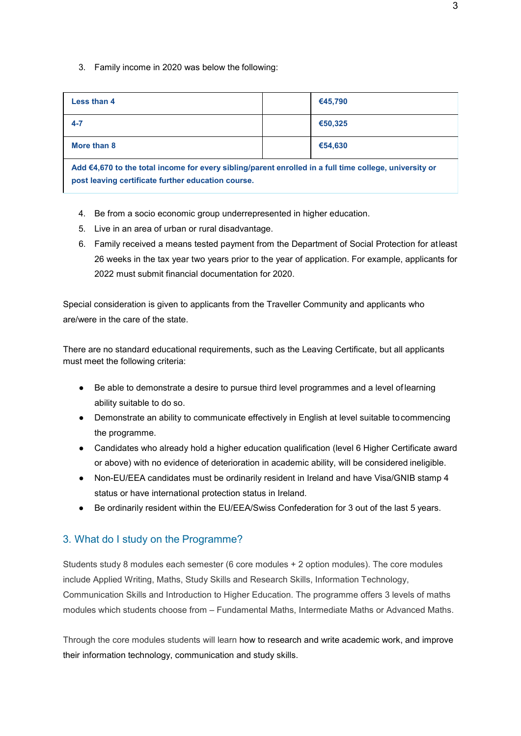3. Family income in 2020 was below the following:

| Less than 4 | | €45,790 |
|---|---|---|
| 4-7 | | €50,325 |
| More than 8 | | €54,630 |
| Add €4,670 to the total income for every sibling/parent enrolled in a full time college, university or post leaving certificate further education course. | | |

4. Be from a socio economic group underrepresented in higher education.
5. Live in an area of urban or rural disadvantage.
6. Family received a means tested payment from the Department of Social Protection for atleast 26 weeks in the tax year two years prior to the year of application. For example, applicants for 2022 must submit financial documentation for 2020.

Special consideration is given to applicants from the Traveller Community and applicants who are/were in the care of the state.

There are no standard educational requirements, such as the Leaving Certificate, but all applicants must meet the following criteria:

- Be able to demonstrate a desire to pursue third level programmes and a level of learning ability suitable to do so.
- Demonstrate an ability to communicate effectively in English at level suitable to commencing the programme.
- Candidates who already hold a higher education qualification (level 6 Higher Certificate award or above) with no evidence of deterioration in academic ability, will be considered ineligible.
- Non-EU/EEA candidates must be ordinarily resident in Ireland and have Visa/GNIB stamp 4 status or have international protection status in Ireland.
- Be ordinarily resident within the EU/EEA/Swiss Confederation for 3 out of the last 5 years.

## 3. What do I study on the Programme?

Students study 8 modules each semester (6 core modules + 2 option modules). The core modules include Applied Writing, Maths, Study Skills and Research Skills, Information Technology, Communication Skills and Introduction to Higher Education. The programme offers 3 levels of maths modules which students choose from – Fundamental Maths, Intermediate Maths or Advanced Maths.

Through the core modules students will learn how to research and write academic work, and improve their information technology, communication and study skills.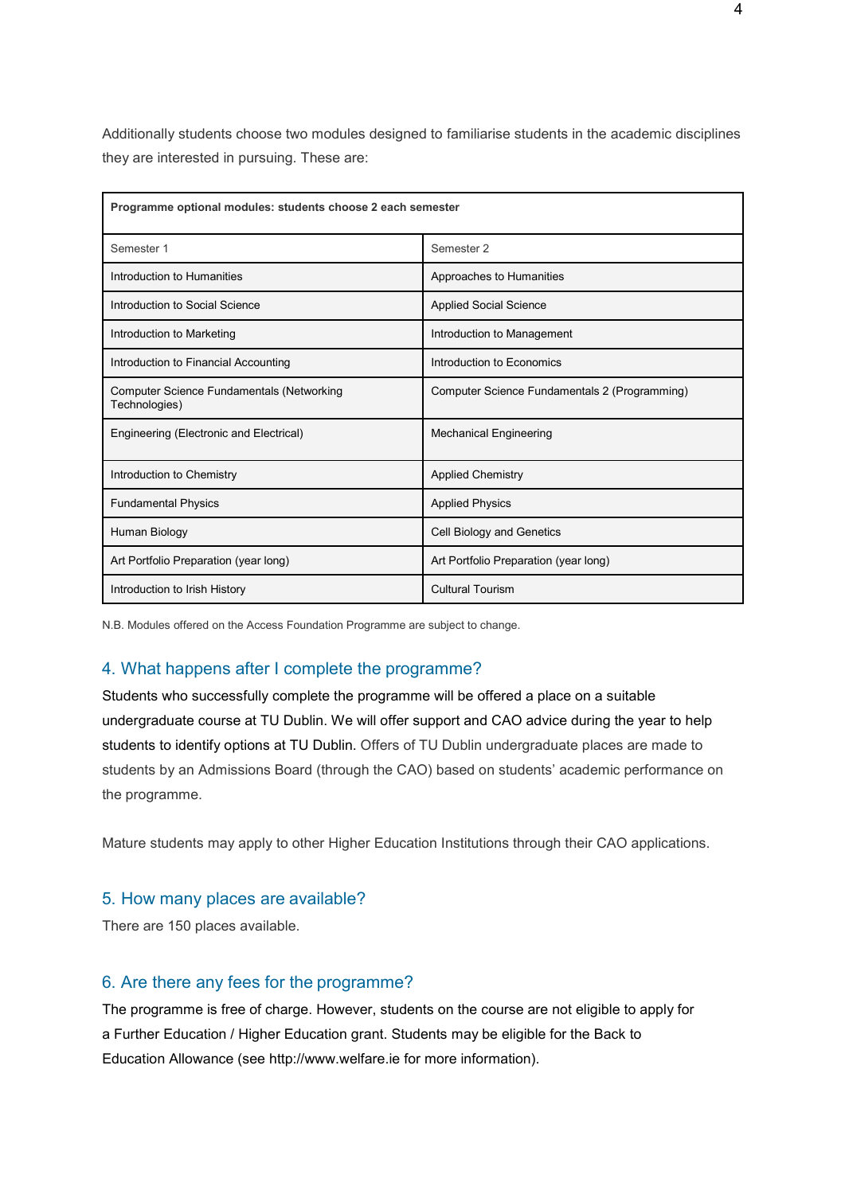Additionally students choose two modules designed to familiarise students in the academic disciplines they are interested in pursuing. These are:

| **Programme optional modules: students choose 2 each semester** | |
|---|---|
| Semester 1 | Semester 2 |
| Introduction to Humanities | Approaches to Humanities |
| Introduction to Social Science | Applied Social Science |
| Introduction to Marketing | Introduction to Management |
| Introduction to Financial Accounting | Introduction to Economics |
| Computer Science Fundamentals (Networking Technologies) | Computer Science Fundamentals 2 (Programming) |
| Engineering (Electronic and Electrical) | Mechanical Engineering |
| Introduction to Chemistry | Applied Chemistry |
| Fundamental Physics | Applied Physics |
| Human Biology | Cell Biology and Genetics |
| Art Portfolio Preparation (year long) | Art Portfolio Preparation (year long) |
| Introduction to Irish History | Cultural Tourism |

N.B. Modules offered on the Access Foundation Programme are subject to change.

## 4. What happens after I complete the programme?

Students who successfully complete the programme will be offered a place on a suitable undergraduate course at TU Dublin. We will offer support and CAO advice during the year to help students to identify options at TU Dublin. Offers of TU Dublin undergraduate places are made to students by an Admissions Board (through the CAO) based on students' academic performance on the programme.

Mature students may apply to other Higher Education Institutions through their CAO applications.

## 5. How many places are available?

There are 150 places available.

## 6. Are there any fees for the programme?

The programme is free of charge. However, students on the course are not eligible to apply for a Further Education / Higher Education grant. Students may be eligible for the Back to Education Allowance (see http://www.welfare.ie for more information).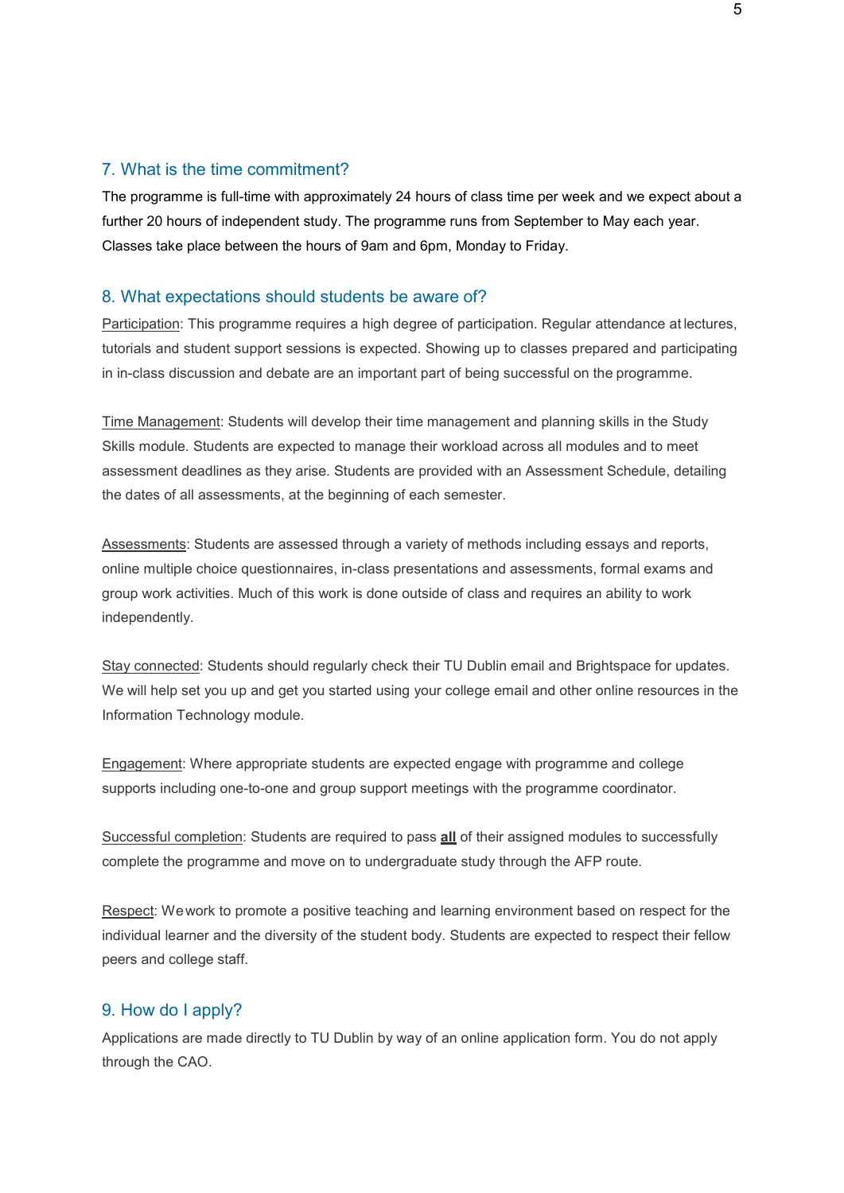## 7. What is the time commitment?

The programme is full-time with approximately 24 hours of class time per week and we expect about a further 20 hours of independent study. The programme runs from September to May each year. Classes take place between the hours of 9am and 6pm, Monday to Friday.

## 8. What expectations should students be aware of?

Participation: This programme requires a high degree of participation. Regular attendance at lectures, tutorials and student support sessions is expected. Showing up to classes prepared and participating in in-class discussion and debate are an important part of being successful on the programme.

Time Management: Students will develop their time management and planning skills in the Study Skills module. Students are expected to manage their workload across all modules and to meet assessment deadlines as they arise. Students are provided with an Assessment Schedule, detailing the dates of all assessments, at the beginning of each semester.

Assessments: Students are assessed through a variety of methods including essays and reports, online multiple choice questionnaires, in-class presentations and assessments, formal exams and group work activities. Much of this work is done outside of class and requires an ability to work independently.

Stay connected: Students should regularly check their TU Dublin email and Brightspace for updates. We will help set you up and get you started using your college email and other online resources in the Information Technology module.

Engagement: Where appropriate students are expected engage with programme and college supports including one-to-one and group support meetings with the programme coordinator.

Successful completion: Students are required to pass **all** of their assigned modules to successfully complete the programme and move on to undergraduate study through the AFP route.

Respect: We work to promote a positive teaching and learning environment based on respect for the individual learner and the diversity of the student body. Students are expected to respect their fellow peers and college staff.

## 9. How do I apply?

Applications are made directly to TU Dublin by way of an online application form. You do not apply through the CAO.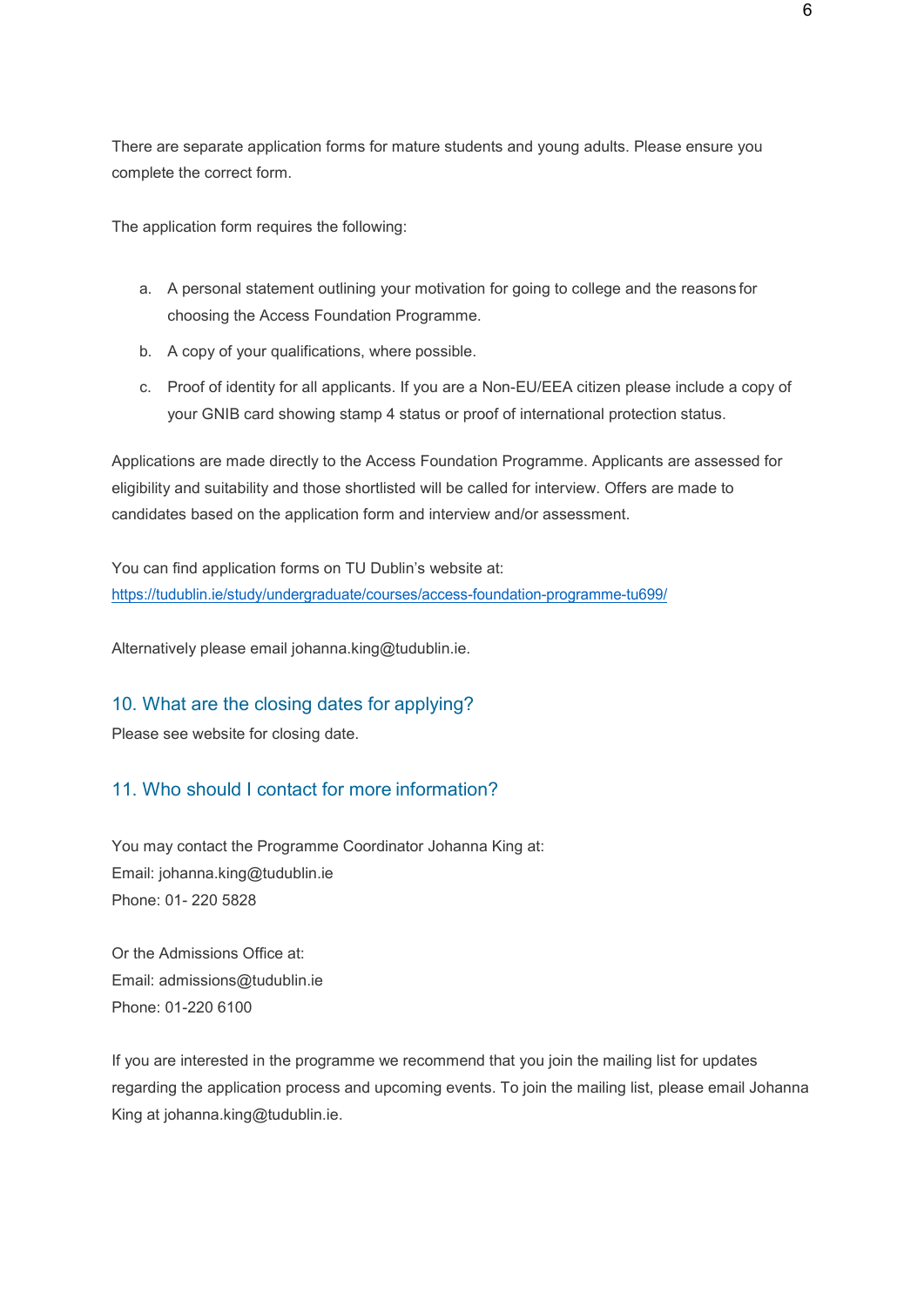There are separate application forms for mature students and young adults. Please ensure you complete the correct form.

The application form requires the following:

a. A personal statement outlining your motivation for going to college and the reasons for choosing the Access Foundation Programme.
b. A copy of your qualifications, where possible.
c. Proof of identity for all applicants. If you are a Non-EU/EEA citizen please include a copy of your GNIB card showing stamp 4 status or proof of international protection status.

Applications are made directly to the Access Foundation Programme. Applicants are assessed for eligibility and suitability and those shortlisted will be called for interview. Offers are made to candidates based on the application form and interview and/or assessment.

You can find application forms on TU Dublin's website at:
https://tudublin.ie/study/undergraduate/courses/access-foundation-programme-tu699/

Alternatively please email johanna.king@tudublin.ie.

## 10. What are the closing dates for applying?

Please see website for closing date.

## 11. Who should I contact for more information?

You may contact the Programme Coordinator Johanna King at:
Email: johanna.king@tudublin.ie
Phone: 01- 220 5828

Or the Admissions Office at:
Email: admissions@tudublin.ie
Phone: 01-220 6100

If you are interested in the programme we recommend that you join the mailing list for updates regarding the application process and upcoming events. To join the mailing list, please email Johanna King at johanna.king@tudublin.ie.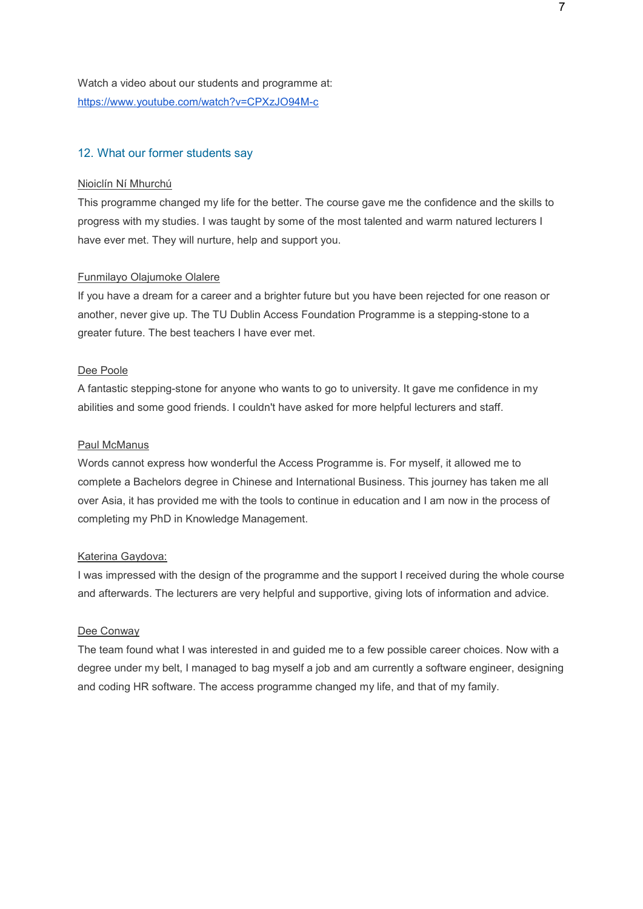Watch a video about our students and programme at:
[https://www.youtube.com/watch?v=CPXzJO94M-c](https://www.youtube.com/watch?v=CPXzJO94M-c)

## 12. What our former students say

Nioiclín Ní Mhurchú

This programme changed my life for the better. The course gave me the confidence and the skills to progress with my studies. I was taught by some of the most talented and warm natured lecturers I have ever met. They will nurture, help and support you.

Funmilayo Olajumoke Olalere

If you have a dream for a career and a brighter future but you have been rejected for one reason or another, never give up. The TU Dublin Access Foundation Programme is a stepping-stone to a greater future. The best teachers I have ever met.

Dee Poole

A fantastic stepping-stone for anyone who wants to go to university. It gave me confidence in my abilities and some good friends. I couldn't have asked for more helpful lecturers and staff.

Paul McManus

Words cannot express how wonderful the Access Programme is. For myself, it allowed me to complete a Bachelors degree in Chinese and International Business. This journey has taken me all over Asia, it has provided me with the tools to continue in education and I am now in the process of completing my PhD in Knowledge Management.

Katerina Gaydova:

I was impressed with the design of the programme and the support I received during the whole course and afterwards. The lecturers are very helpful and supportive, giving lots of information and advice.

Dee Conway

The team found what I was interested in and guided me to a few possible career choices. Now with a degree under my belt, I managed to bag myself a job and am currently a software engineer, designing and coding HR software. The access programme changed my life, and that of my family.